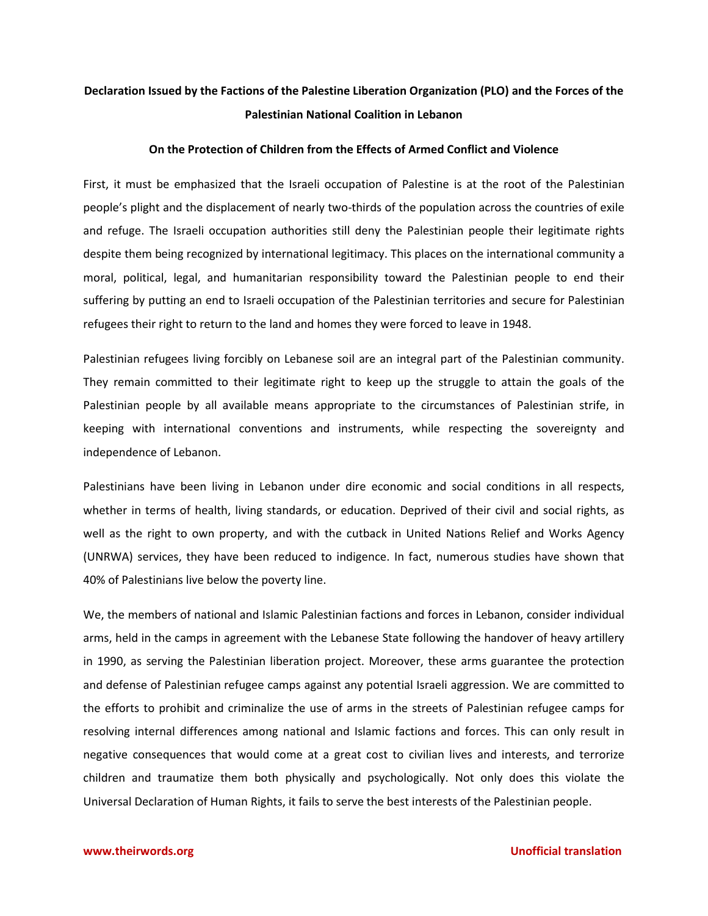**Declaration Issued by the Factions of the Palestine Liberation Organization (PLO) and the Forces of the Palestinian National Coalition in Lebanon**

**On the Protection of Children from the Effects of Armed Conflict and Violence**

First, it must be emphasized that the Israeli occupation of Palestine is at the root of the Palestinian people's plight and the displacement of nearly two-thirds of the population across the countries of exile and refuge. The Israeli occupation authorities still deny the Palestinian people their legitimate rights despite them being recognized by international legitimacy. This places on the international community a moral, political, legal, and humanitarian responsibility toward the Palestinian people to end their suffering by putting an end to Israeli occupation of the Palestinian territories and secure for Palestinian refugees their right to return to the land and homes they were forced to leave in 1948.

Palestinian refugees living forcibly on Lebanese soil are an integral part of the Palestinian community. They remain committed to their legitimate right to keep up the struggle to attain the goals of the Palestinian people by all available means appropriate to the circumstances of Palestinian strife, in keeping with international conventions and instruments, while respecting the sovereignty and independence of Lebanon.

Palestinians have been living in Lebanon under dire economic and social conditions in all respects, whether in terms of health, living standards, or education. Deprived of their civil and social rights, as well as the right to own property, and with the cutback in United Nations Relief and Works Agency (UNRWA) services, they have been reduced to indigence. In fact, numerous studies have shown that 40% of Palestinians live below the poverty line.

We, the members of national and Islamic Palestinian factions and forces in Lebanon, consider individual arms, held in the camps in agreement with the Lebanese State following the handover of heavy artillery in 1990, as serving the Palestinian liberation project. Moreover, these arms guarantee the protection and defense of Palestinian refugee camps against any potential Israeli aggression. We are committed to the efforts to prohibit and criminalize the use of arms in the streets of Palestinian refugee camps for resolving internal differences among national and Islamic factions and forces. This can only result in negative consequences that would come at a great cost to civilian lives and interests, and terrorize children and traumatize them both physically and psychologically. Not only does this violate the Universal Declaration of Human Rights, it fails to serve the best interests of the Palestinian people.

www.theirwords.org Unofficial translation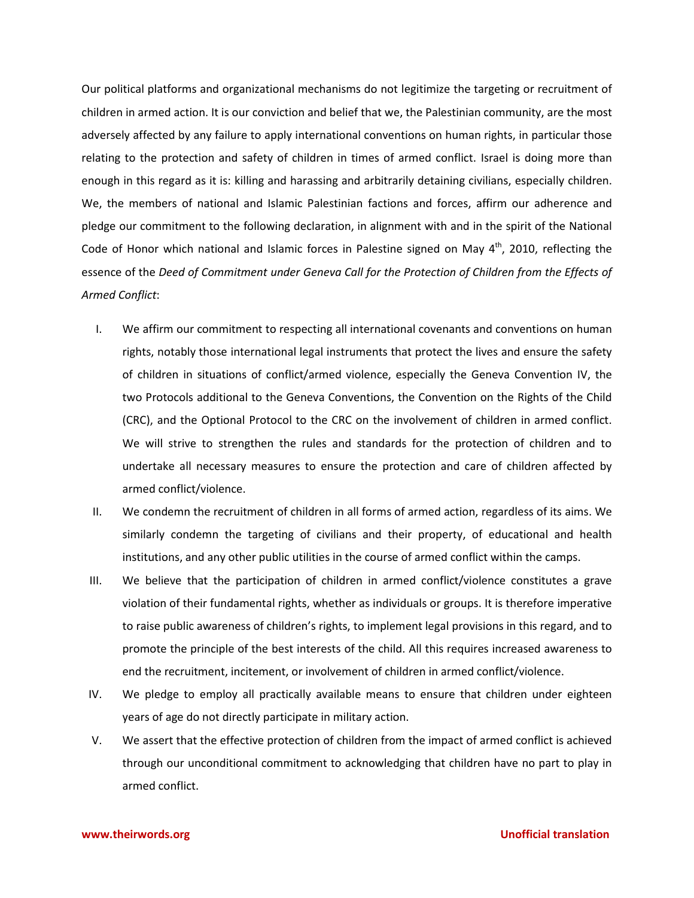Our political platforms and organizational mechanisms do not legitimize the targeting or recruitment of children in armed action. It is our conviction and belief that we, the Palestinian community, are the most adversely affected by any failure to apply international conventions on human rights, in particular those relating to the protection and safety of children in times of armed conflict. Israel is doing more than enough in this regard as it is: killing and harassing and arbitrarily detaining civilians, especially children. We, the members of national and Islamic Palestinian factions and forces, affirm our adherence and pledge our commitment to the following declaration, in alignment with and in the spirit of the National Code of Honor which national and Islamic forces in Palestine signed on May 4th, 2010, reflecting the essence of the *Deed of Commitment under Geneva Call for the Protection of Children from the Effects of Armed Conflict*:

I. We affirm our commitment to respecting all international covenants and conventions on human rights, notably those international legal instruments that protect the lives and ensure the safety of children in situations of conflict/armed violence, especially the Geneva Convention IV, the two Protocols additional to the Geneva Conventions, the Convention on the Rights of the Child (CRC), and the Optional Protocol to the CRC on the involvement of children in armed conflict. We will strive to strengthen the rules and standards for the protection of children and to undertake all necessary measures to ensure the protection and care of children affected by armed conflict/violence.

II. We condemn the recruitment of children in all forms of armed action, regardless of its aims. We similarly condemn the targeting of civilians and their property, of educational and health institutions, and any other public utilities in the course of armed conflict within the camps.

III. We believe that the participation of children in armed conflict/violence constitutes a grave violation of their fundamental rights, whether as individuals or groups. It is therefore imperative to raise public awareness of children's rights, to implement legal provisions in this regard, and to promote the principle of the best interests of the child. All this requires increased awareness to end the recruitment, incitement, or involvement of children in armed conflict/violence.

IV. We pledge to employ all practically available means to ensure that children under eighteen years of age do not directly participate in military action.

V. We assert that the effective protection of children from the impact of armed conflict is achieved through our unconditional commitment to acknowledging that children have no part to play in armed conflict.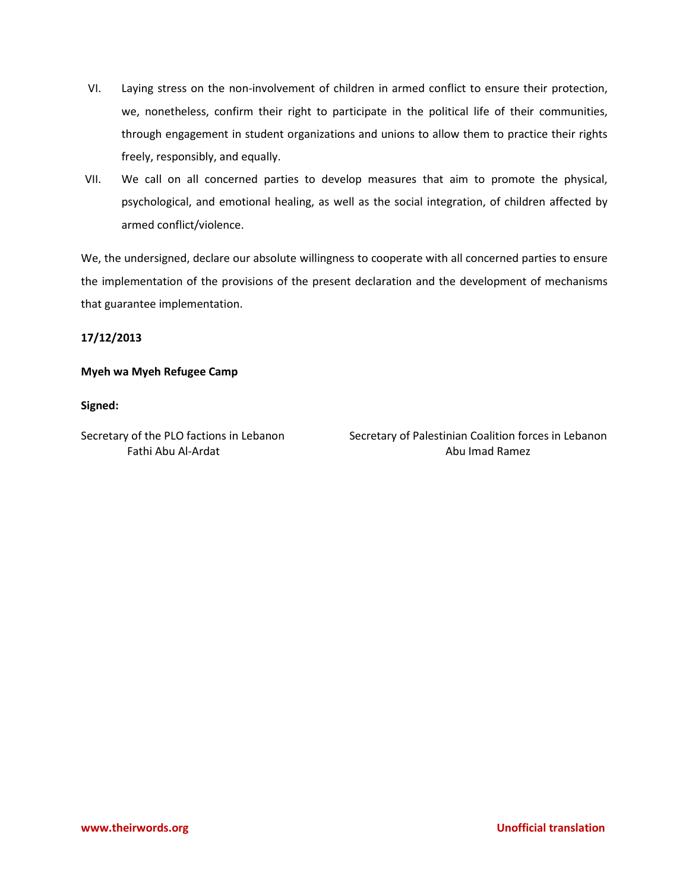VI. Laying stress on the non-involvement of children in armed conflict to ensure their protection, we, nonetheless, confirm their right to participate in the political life of their communities, through engagement in student organizations and unions to allow them to practice their rights freely, responsibly, and equally.

VII. We call on all concerned parties to develop measures that aim to promote the physical, psychological, and emotional healing, as well as the social integration, of children affected by armed conflict/violence.

We, the undersigned, declare our absolute willingness to cooperate with all concerned parties to ensure the implementation of the provisions of the present declaration and the development of mechanisms that guarantee implementation.

**17/12/2013**

**Myeh wa Myeh Refugee Camp**

**Signed:**

Secretary of the PLO factions in Lebanon
Fathi Abu Al-Ardat

Secretary of Palestinian Coalition forces in Lebanon
Abu Imad Ramez

www.theirwords.org

Unofficial translation